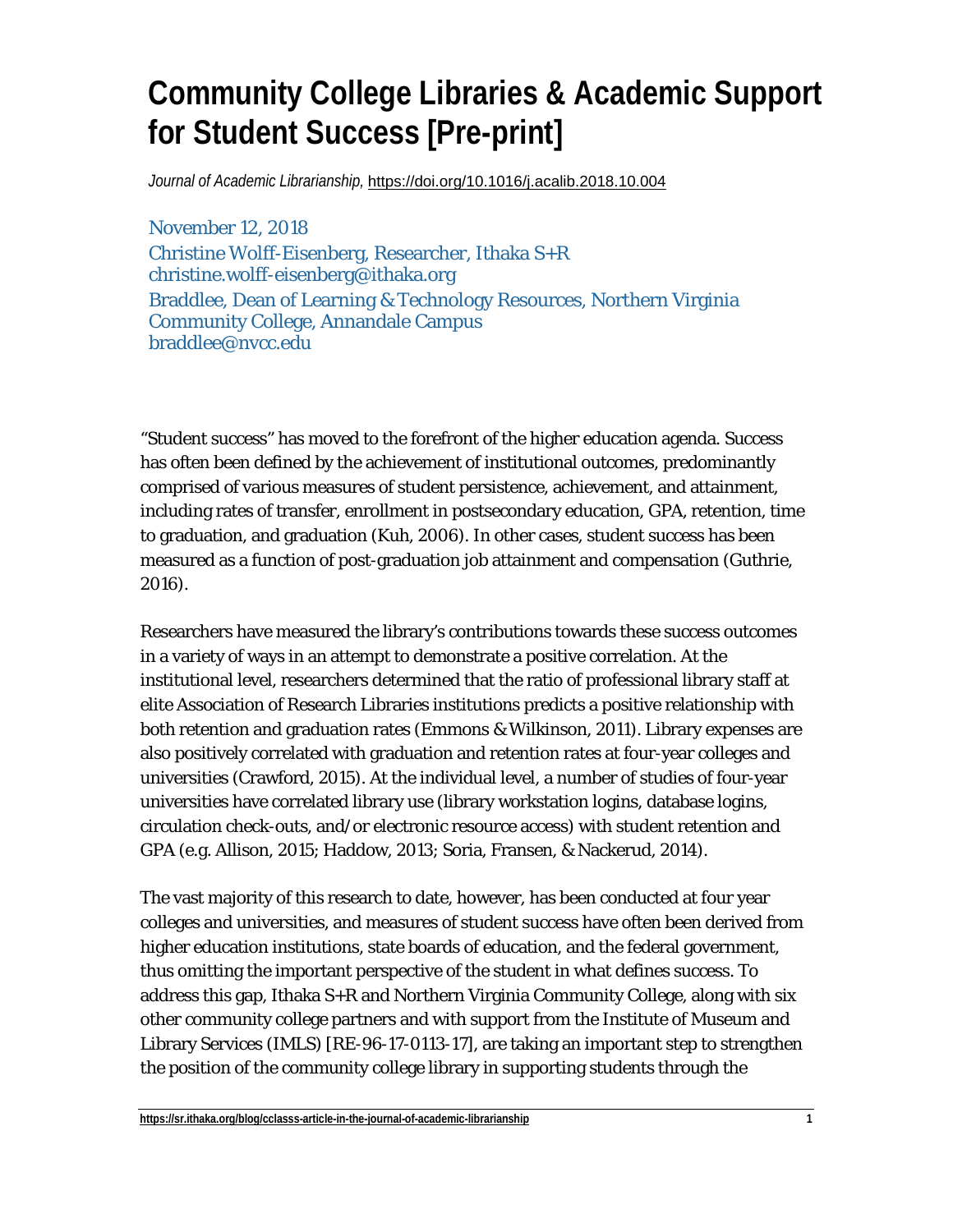# Community College Libraries & Academic Support for Student Success [Pre-print]

*Journal of Academic Librarianship*, https://doi.org/10.1016/j.acalib.2018.10.004

November 12, 2018
Christine Wolff-Eisenberg, Researcher, Ithaka S+R
christine.wolff-eisenberg@ithaka.org
Braddlee, Dean of Learning & Technology Resources, Northern Virginia Community College, Annandale Campus
braddlee@nvcc.edu

"Student success" has moved to the forefront of the higher education agenda. Success has often been defined by the achievement of institutional outcomes, predominantly comprised of various measures of student persistence, achievement, and attainment, including rates of transfer, enrollment in postsecondary education, GPA, retention, time to graduation, and graduation (Kuh, 2006). In other cases, student success has been measured as a function of post-graduation job attainment and compensation (Guthrie, 2016).

Researchers have measured the library's contributions towards these success outcomes in a variety of ways in an attempt to demonstrate a positive correlation. At the institutional level, researchers determined that the ratio of professional library staff at elite Association of Research Libraries institutions predicts a positive relationship with both retention and graduation rates (Emmons & Wilkinson, 2011). Library expenses are also positively correlated with graduation and retention rates at four-year colleges and universities (Crawford, 2015). At the individual level, a number of studies of four-year universities have correlated library use (library workstation logins, database logins, circulation check-outs, and/or electronic resource access) with student retention and GPA (e.g. Allison, 2015; Haddow, 2013; Soria, Fransen, & Nackerud, 2014).

The vast majority of this research to date, however, has been conducted at four year colleges and universities, and measures of student success have often been derived from higher education institutions, state boards of education, and the federal government, thus omitting the important perspective of the student in what defines success. To address this gap, Ithaka S+R and Northern Virginia Community College, along with six other community college partners and with support from the Institute of Museum and Library Services (IMLS) [RE-96-17-0113-17], are taking an important step to strengthen the position of the community college library in supporting students through the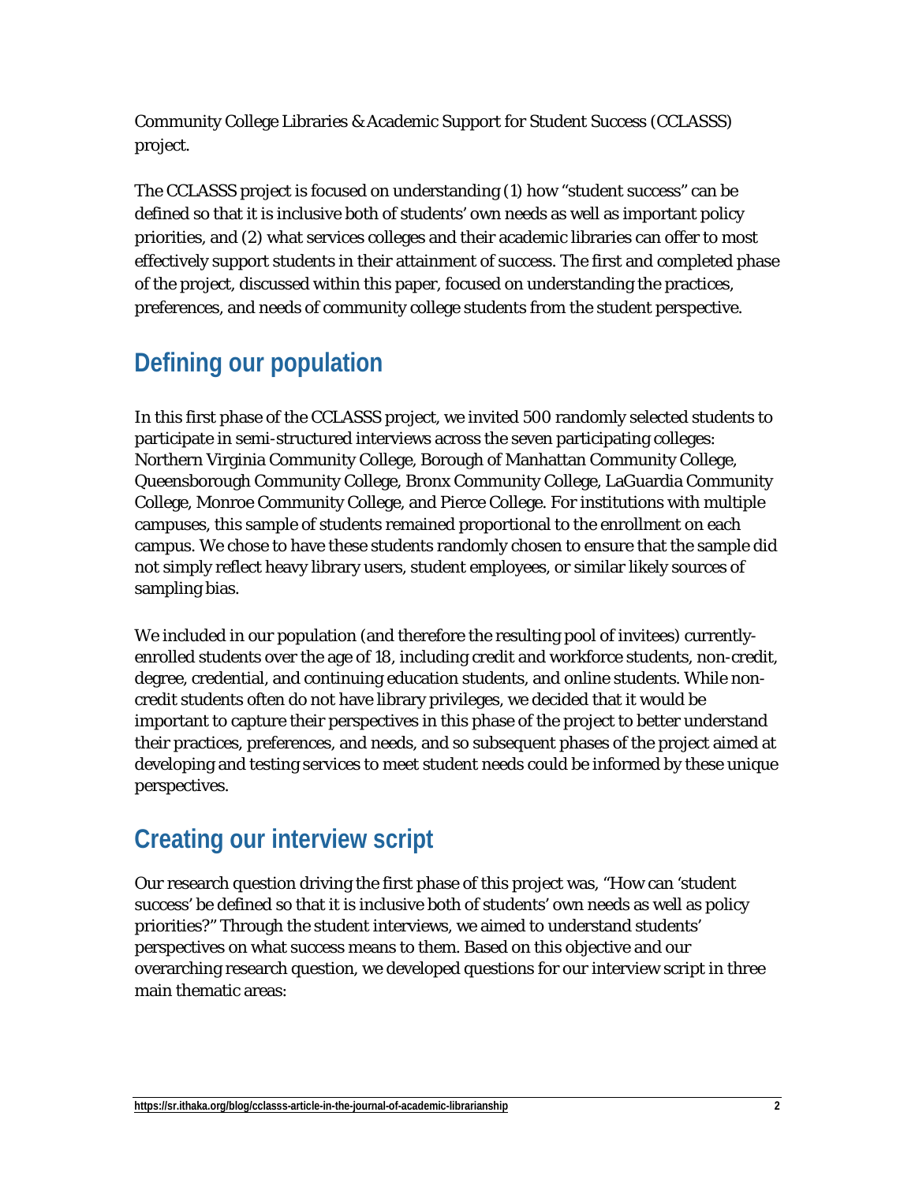Community College Libraries & Academic Support for Student Success (CCLASSS) project.

The CCLASSS project is focused on understanding (1) how "student success" can be defined so that it is inclusive both of students' own needs as well as important policy priorities, and (2) what services colleges and their academic libraries can offer to most effectively support students in their attainment of success. The first and completed phase of the project, discussed within this paper, focused on understanding the practices, preferences, and needs of community college students from the student perspective.

## Defining our population

In this first phase of the CCLASSS project, we invited 500 randomly selected students to participate in semi-structured interviews across the seven participating colleges: Northern Virginia Community College, Borough of Manhattan Community College, Queensborough Community College, Bronx Community College, LaGuardia Community College, Monroe Community College, and Pierce College. For institutions with multiple campuses, this sample of students remained proportional to the enrollment on each campus. We chose to have these students randomly chosen to ensure that the sample did not simply reflect heavy library users, student employees, or similar likely sources of sampling bias.

We included in our population (and therefore the resulting pool of invitees) currently-enrolled students over the age of 18, including credit and workforce students, non-credit, degree, credential, and continuing education students, and online students. While non-credit students often do not have library privileges, we decided that it would be important to capture their perspectives in this phase of the project to better understand their practices, preferences, and needs, and so subsequent phases of the project aimed at developing and testing services to meet student needs could be informed by these unique perspectives.

## Creating our interview script

Our research question driving the first phase of this project was, "How can 'student success' be defined so that it is inclusive both of students' own needs as well as policy priorities?" Through the student interviews, we aimed to understand students' perspectives on what success means to them. Based on this objective and our overarching research question, we developed questions for our interview script in three main thematic areas: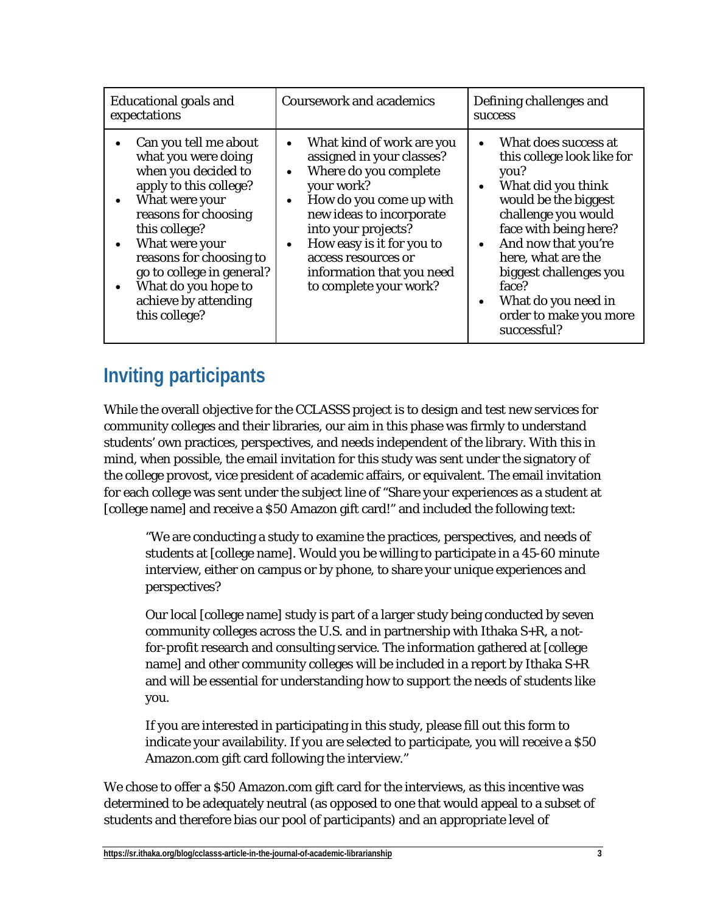| Educational goals and expectations | Coursework and academics | Defining challenges and success |
| --- | --- | --- |
| • Can you tell me about what you were doing when you decided to apply to this college?<br>• What were your reasons for choosing this college?<br>• What were your reasons for choosing to go to college in general?<br>• What do you hope to achieve by attending this college? | • What kind of work are you assigned in your classes?<br>• Where do you complete your work?<br>• How do you come up with new ideas to incorporate into your projects?<br>• How easy is it for you to access resources or information that you need to complete your work? | • What does success at this college look like for you?<br>• What did you think would be the biggest challenge you would face with being here?<br>• And now that you're here, what are the biggest challenges you face?<br>• What do you need in order to make you more successful? |

## Inviting participants

While the overall objective for the CCLASSS project is to design and test new services for community colleges and their libraries, our aim in this phase was firmly to understand students' own practices, perspectives, and needs independent of the library. With this in mind, when possible, the email invitation for this study was sent under the signatory of the college provost, vice president of academic affairs, or equivalent. The email invitation for each college was sent under the subject line of "Share your experiences as a student at [college name] and receive a $50 Amazon gift card!" and included the following text:

> "We are conducting a study to examine the practices, perspectives, and needs of students at [college name]. Would you be willing to participate in a 45-60 minute interview, either on campus or by phone, to share your unique experiences and perspectives?
>
> Our local [college name] study is part of a larger study being conducted by seven community colleges across the U.S. and in partnership with Ithaka S+R, a not-for-profit research and consulting service. The information gathered at [college name] and other community colleges will be included in a report by Ithaka S+R and will be essential for understanding how to support the needs of students like you.
>
> If you are interested in participating in this study, please fill out this form to indicate your availability. If you are selected to participate, you will receive a $50 Amazon.com gift card following the interview."

We chose to offer a $50 Amazon.com gift card for the interviews, as this incentive was determined to be adequately neutral (as opposed to one that would appeal to a subset of students and therefore bias our pool of participants) and an appropriate level of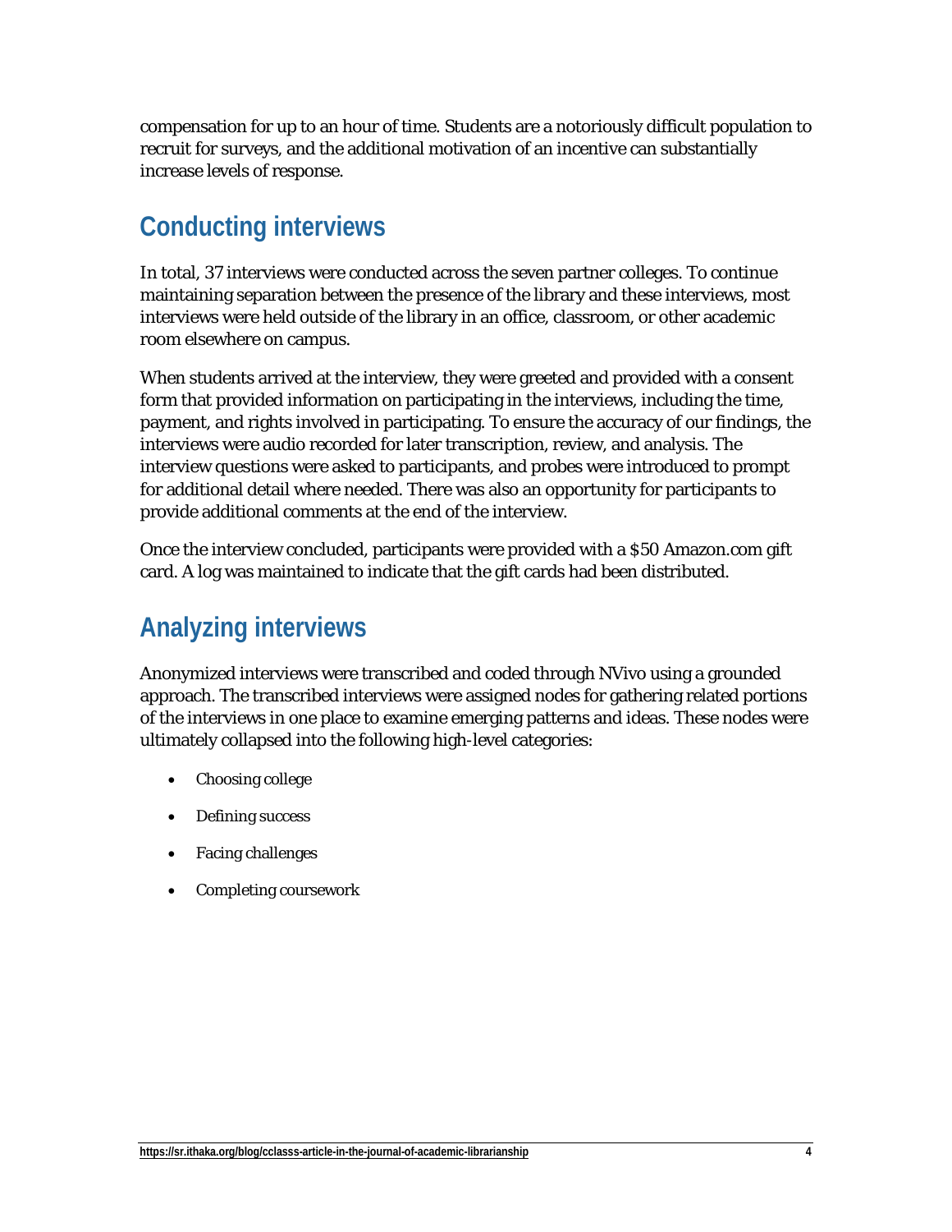compensation for up to an hour of time. Students are a notoriously difficult population to recruit for surveys, and the additional motivation of an incentive can substantially increase levels of response.

## Conducting interviews

In total, 37 interviews were conducted across the seven partner colleges. To continue maintaining separation between the presence of the library and these interviews, most interviews were held outside of the library in an office, classroom, or other academic room elsewhere on campus.

When students arrived at the interview, they were greeted and provided with a consent form that provided information on participating in the interviews, including the time, payment, and rights involved in participating. To ensure the accuracy of our findings, the interviews were audio recorded for later transcription, review, and analysis. The interview questions were asked to participants, and probes were introduced to prompt for additional detail where needed. There was also an opportunity for participants to provide additional comments at the end of the interview.

Once the interview concluded, participants were provided with a $50 Amazon.com gift card. A log was maintained to indicate that the gift cards had been distributed.

## Analyzing interviews

Anonymized interviews were transcribed and coded through NVivo using a grounded approach. The transcribed interviews were assigned nodes for gathering related portions of the interviews in one place to examine emerging patterns and ideas. These nodes were ultimately collapsed into the following high-level categories:

- Choosing college
- Defining success
- Facing challenges
- Completing coursework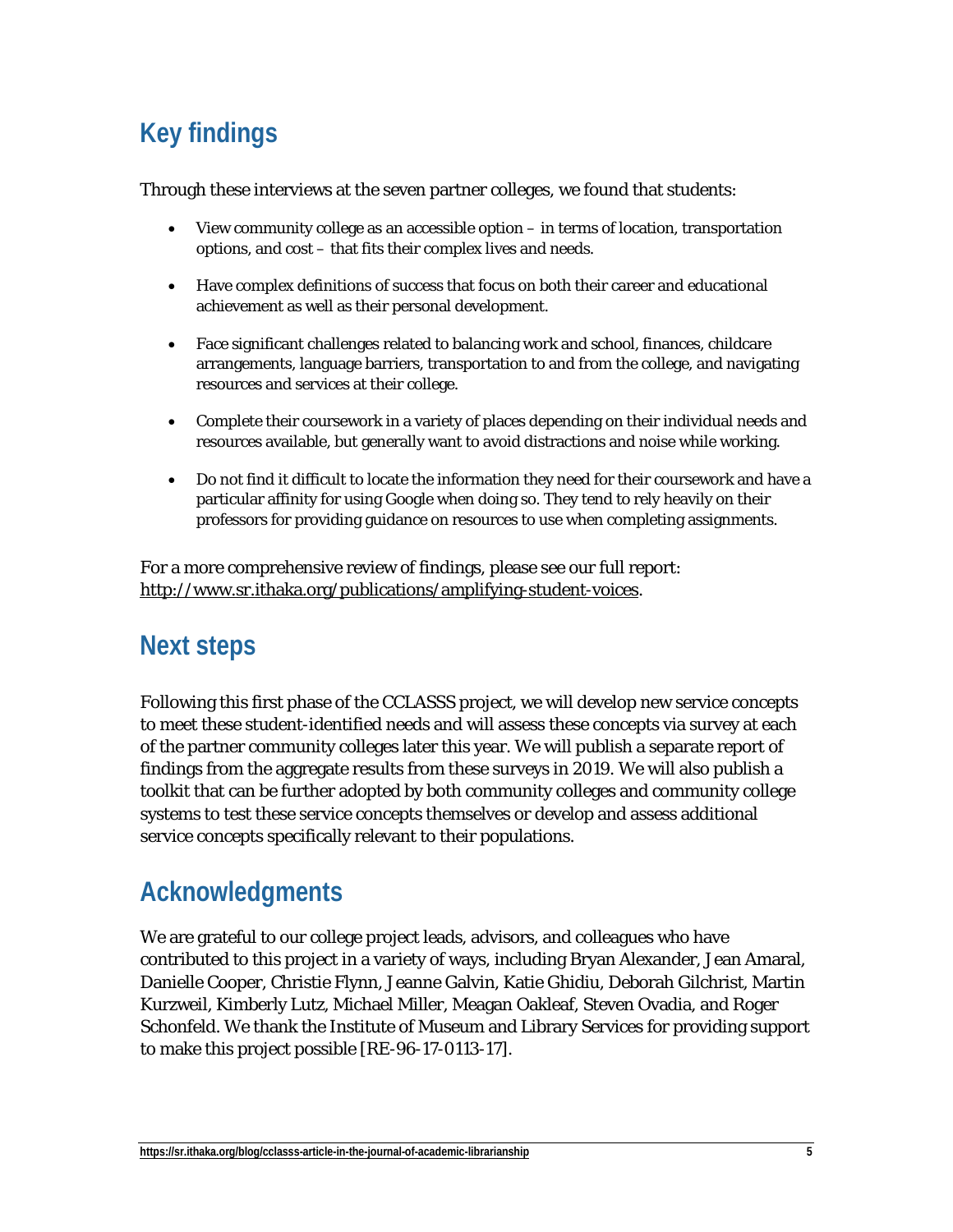## Key findings

Through these interviews at the seven partner colleges, we found that students:

- View community college as an accessible option – in terms of location, transportation options, and cost – that fits their complex lives and needs.
- Have complex definitions of success that focus on both their career and educational achievement as well as their personal development.
- Face significant challenges related to balancing work and school, finances, childcare arrangements, language barriers, transportation to and from the college, and navigating resources and services at their college.
- Complete their coursework in a variety of places depending on their individual needs and resources available, but generally want to avoid distractions and noise while working.
- Do not find it difficult to locate the information they need for their coursework and have a particular affinity for using Google when doing so. They tend to rely heavily on their professors for providing guidance on resources to use when completing assignments.

For a more comprehensive review of findings, please see our full report: http://www.sr.ithaka.org/publications/amplifying-student-voices.

## Next steps

Following this first phase of the CCLASSS project, we will develop new service concepts to meet these student-identified needs and will assess these concepts via survey at each of the partner community colleges later this year. We will publish a separate report of findings from the aggregate results from these surveys in 2019. We will also publish a toolkit that can be further adopted by both community colleges and community college systems to test these service concepts themselves or develop and assess additional service concepts specifically relevant to their populations.

## Acknowledgments

We are grateful to our college project leads, advisors, and colleagues who have contributed to this project in a variety of ways, including Bryan Alexander, Jean Amaral, Danielle Cooper, Christie Flynn, Jeanne Galvin, Katie Ghidiu, Deborah Gilchrist, Martin Kurzweil, Kimberly Lutz, Michael Miller, Meagan Oakleaf, Steven Ovadia, and Roger Schonfeld. We thank the Institute of Museum and Library Services for providing support to make this project possible [RE-96-17-0113-17].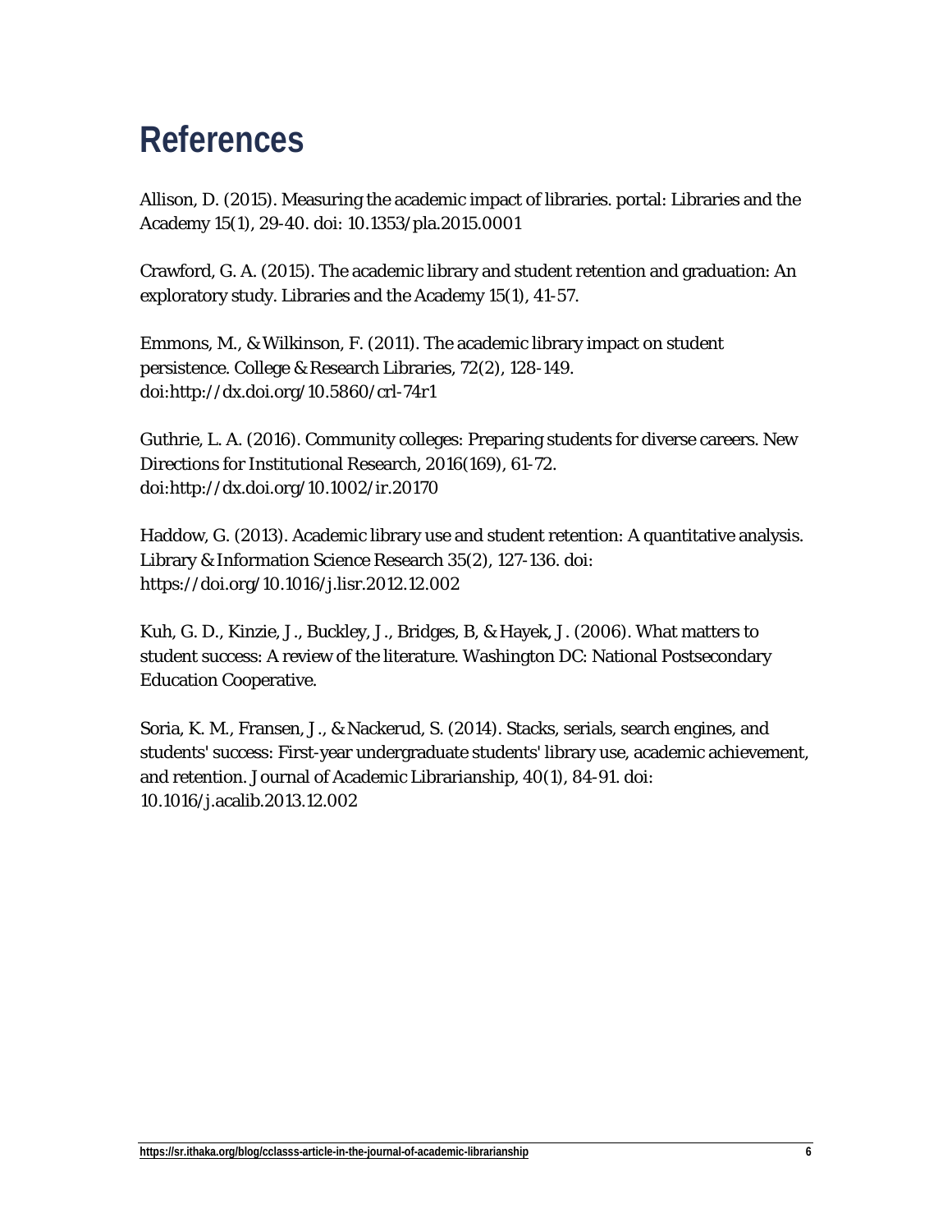# References

Allison, D. (2015). Measuring the academic impact of libraries. portal: Libraries and the Academy 15(1), 29-40. doi: 10.1353/pla.2015.0001

Crawford, G. A. (2015). The academic library and student retention and graduation: An exploratory study. Libraries and the Academy 15(1), 41-57.

Emmons, M., & Wilkinson, F. (2011). The academic library impact on student persistence. College & Research Libraries, 72(2), 128-149. doi:http://dx.doi.org/10.5860/crl-74r1

Guthrie, L. A. (2016). Community colleges: Preparing students for diverse careers. New Directions for Institutional Research, 2016(169), 61-72. doi:http://dx.doi.org/10.1002/ir.20170

Haddow, G. (2013). Academic library use and student retention: A quantitative analysis. Library & Information Science Research 35(2), 127-136. doi: https://doi.org/10.1016/j.lisr.2012.12.002

Kuh, G. D., Kinzie, J., Buckley, J., Bridges, B, & Hayek, J. (2006). What matters to student success: A review of the literature. Washington DC: National Postsecondary Education Cooperative.

Soria, K. M., Fransen, J., & Nackerud, S. (2014). Stacks, serials, search engines, and students' success: First-year undergraduate students' library use, academic achievement, and retention. Journal of Academic Librarianship, 40(1), 84-91. doi: 10.1016/j.acalib.2013.12.002